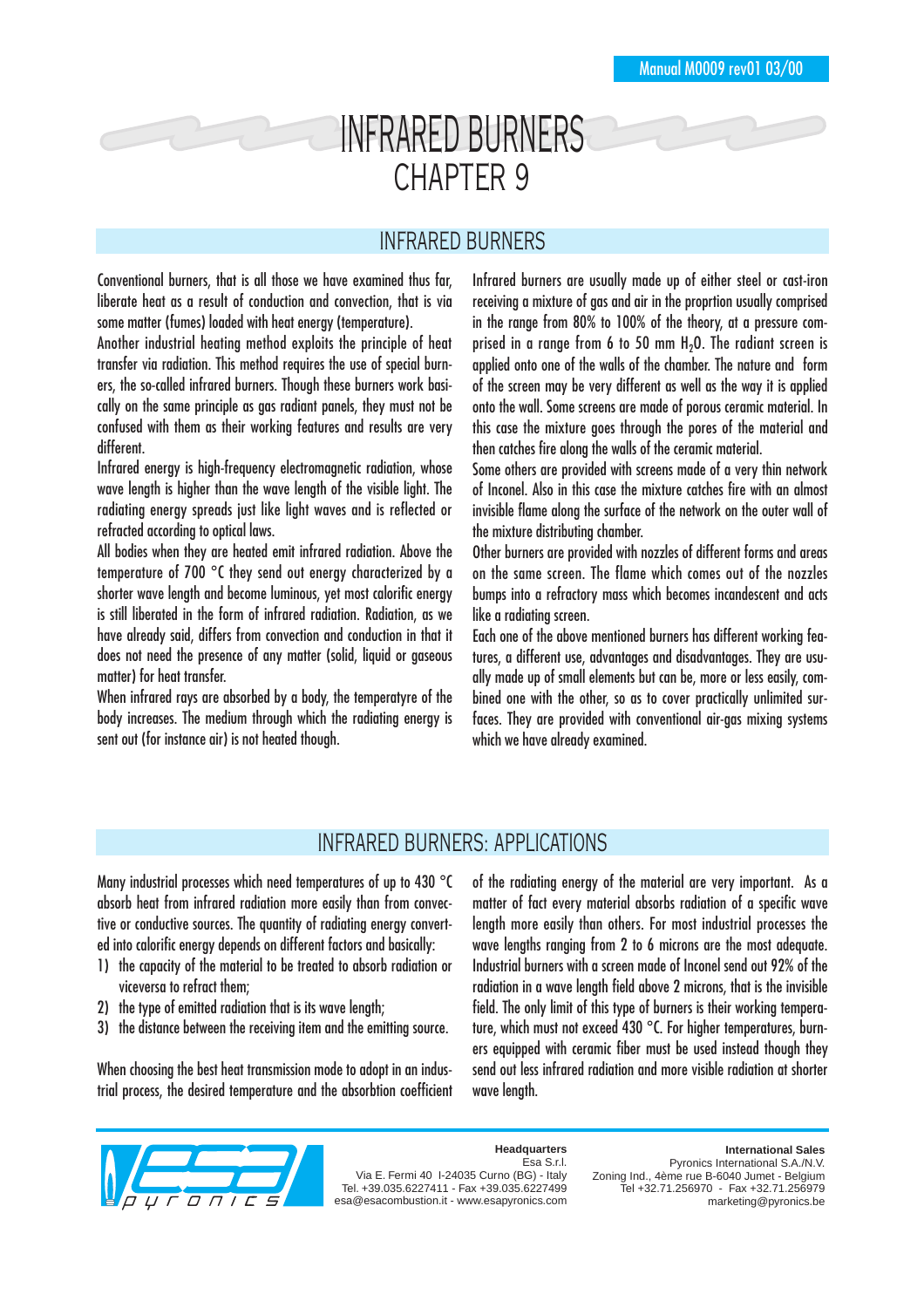# INFRARED BURNERS
# CHAPTER 9

## INFRARED BURNERS

Conventional burners, that is all those we have examined thus far, liberate heat as a result of conduction and convection, that is via some matter (fumes) loaded with heat energy (temperature).
Another industrial heating method exploits the principle of heat transfer via radiation. This method requires the use of special burners, the so-called infrared burners. Though these burners work basically on the same principle as gas radiant panels, they must not be confused with them as their working features and results are very different.
Infrared energy is high-frequency electromagnetic radiation, whose wave length is higher than the wave length of the visible light. The radiating energy spreads just like light waves and is reflected or refracted according to optical laws.
All bodies when they are heated emit infrared radiation. Above the temperature of 700 °C they send out energy characterized by a shorter wave length and become luminous, yet most calorific energy is still liberated in the form of infrared radiation. Radiation, as we have already said, differs from convection and conduction in that it does not need the presence of any matter (solid, liquid or gaseous matter) for heat transfer.
When infrared rays are absorbed by a body, the temperatyre of the body increases. The medium through which the radiating energy is sent out (for instance air) is not heated though.

Infrared burners are usually made up of either steel or cast-iron receiving a mixture of gas and air in the proprtion usually comprised in the range from 80% to 100% of the theory, at a pressure comprised in a range from 6 to 50 mm $H_2O$. The radiant screen is applied onto one of the walls of the chamber. The nature and form of the screen may be very different as well as the way it is applied onto the wall. Some screens are made of porous ceramic material. In this case the mixture goes through the pores of the material and then catches fire along the walls of the ceramic material.
Some others are provided with screens made of a very thin network of Inconel. Also in this case the mixture catches fire with an almost invisible flame along the surface of the network on the outer wall of the mixture distributing chamber.
Other burners are provided with nozzles of different forms and areas on the same screen. The flame which comes out of the nozzles bumps into a refractory mass which becomes incandescent and acts like a radiating screen.
Each one of the above mentioned burners has different working features, a different use, advantages and disadvantages. They are usually made up of small elements but can be, more or less easily, combined one with the other, so as to cover practically unlimited surfaces. They are provided with conventional air-gas mixing systems which we have already examined.

## INFRARED BURNERS: APPLICATIONS

Many industrial processes which need temperatures of up to 430 °C absorb heat from infrared radiation more easily than from convective or conductive sources. The quantity of radiating energy converted into calorific energy depends on different factors and basically:

1) the capacity of the material to be treated to absorb radiation or viceversa to refract them;
2) the type of emitted radiation that is its wave length;
3) the distance between the receiving item and the emitting source.

When choosing the best heat transmission mode to adopt in an industrial process, the desired temperature and the absorbtion coefficient of the radiating energy of the material are very important. As a matter of fact every material absorbs radiation of a specific wave length more easily than others. For most industrial processes the wave lengths ranging from 2 to 6 microns are the most adequate. Industrial burners with a screen made of Inconel send out 92% of the radiation in a wave length field above 2 microns, that is the invisible field. The only limit of this type of burners is their working temperature, which must not exceed 430 °C. For higher temperatures, burners equipped with ceramic fiber must be used instead though they send out less infrared radiation and more visible radiation at shorter wave length.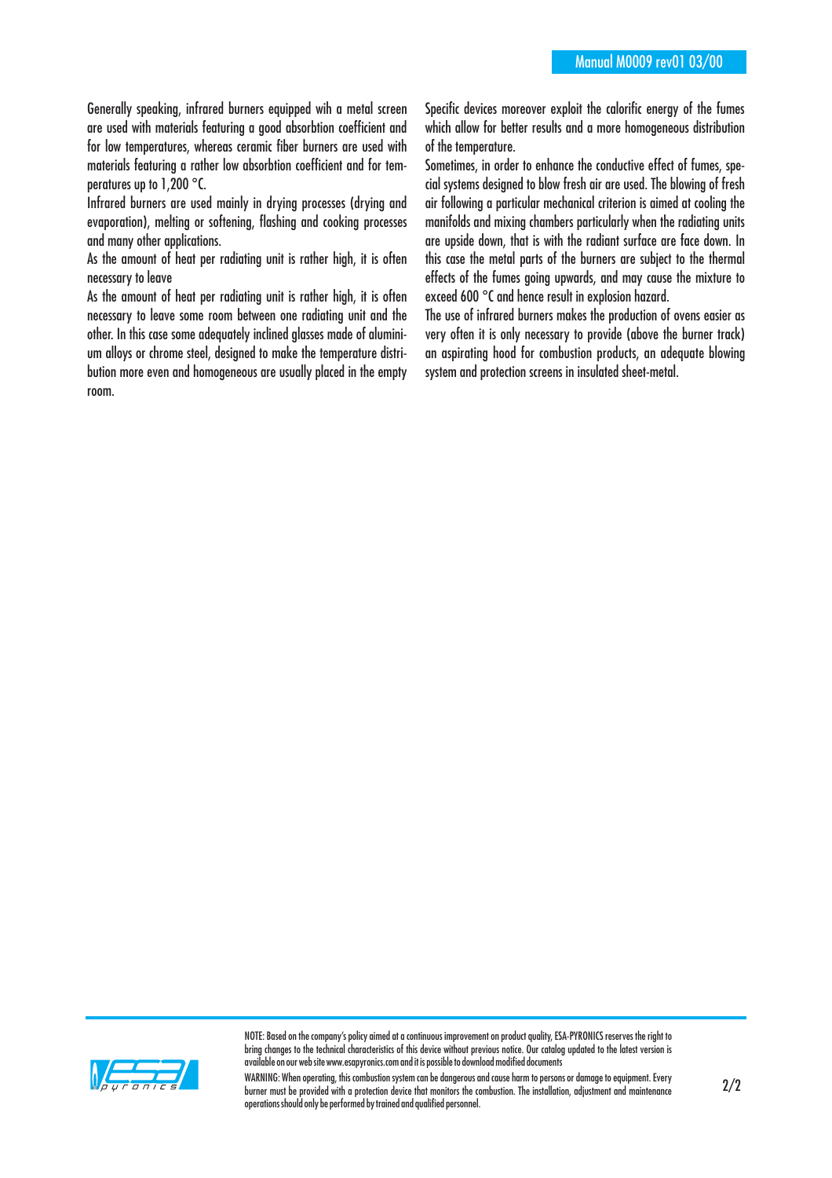Generally speaking, infrared burners equipped wih a metal screen are used with materials featuring a good absorbtion coefficient and for low temperatures, whereas ceramic fiber burners are used with materials featuring a rather low absorbtion coefficient and for temperatures up to 1,200 °C.

Infrared burners are used mainly in drying processes (drying and evaporation), melting or softening, flashing and cooking processes and many other applications.

As the amount of heat per radiating unit is rather high, it is often necessary to leave

As the amount of heat per radiating unit is rather high, it is often necessary to leave some room between one radiating unit and the other. In this case some adequately inclined glasses made of aluminium alloys or chrome steel, designed to make the temperature distribution more even and homogeneous are usually placed in the empty room.

Specific devices moreover exploit the calorific energy of the fumes which allow for better results and a more homogeneous distribution of the temperature.

Sometimes, in order to enhance the conductive effect of fumes, special systems designed to blow fresh air are used. The blowing of fresh air following a particular mechanical criterion is aimed at cooling the manifolds and mixing chambers particularly when the radiating units are upside down, that is with the radiant surface are face down. In this case the metal parts of the burners are subject to the thermal effects of the fumes going upwards, and may cause the mixture to exceed 600 °C and hence result in explosion hazard.

The use of infrared burners makes the production of ovens easier as very often it is only necessary to provide (above the burner track) an aspirating hood for combustion products, an adequate blowing system and protection screens in insulated sheet-metal.

NOTE: Based on the company's policy aimed at a continuous improvement on product quality, ESA-PYRONICS reserves the right to bring changes to the technical characteristics of this device without previous notice. Our catalog updated to the latest version is available on our web site www.esapyronics.com and it is possible to download modified documents

WARNING: When operating, this combustion system can be dangerous and cause harm to persons or damage to equipment. Every burner must be provided with a protection device that monitors the combustion. The installation, adjustment and maintenance operations should only be performed by trained and qualified personnel.